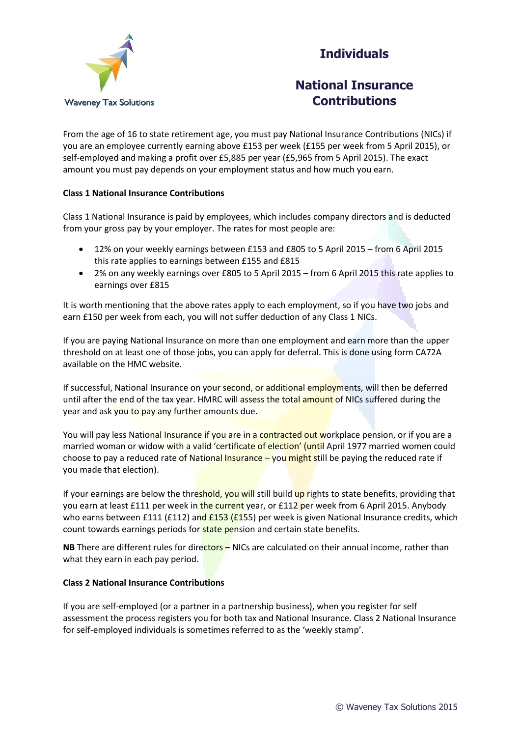# Individuals

## National Insurance Contributions

From the age of 16 to state retirement age, you must pay National Insurance Contributions (NICs) if you are an employee currently earning above £153 per week (£155 per week from 5 April 2015), or self-employed and making a profit over £5,885 per year (£5,965 from 5 April 2015). The exact amount you must pay depends on your employment status and how much you earn.

### Class 1 National Insurance Contributions

Class 1 National Insurance is paid by employees, which includes company directors and is deducted from your gross pay by your employer. The rates for most people are:

- 12% on your weekly earnings between £153 and £805 to 5 April 2015 – from 6 April 2015 this rate applies to earnings between £155 and £815
- 2% on any weekly earnings over £805 to 5 April 2015 – from 6 April 2015 this rate applies to earnings over £815

It is worth mentioning that the above rates apply to each employment, so if you have two jobs and earn £150 per week from each, you will not suffer deduction of any Class 1 NICs.

If you are paying National Insurance on more than one employment and earn more than the upper threshold on at least one of those jobs, you can apply for deferral. This is done using form CA72A available on the HMC website.

If successful, National Insurance on your second, or additional employments, will then be deferred until after the end of the tax year. HMRC will assess the total amount of NICs suffered during the year and ask you to pay any further amounts due.

You will pay less National Insurance if you are in a contracted out workplace pension, or if you are a married woman or widow with a valid 'certificate of election' (until April 1977 married women could choose to pay a reduced rate of National Insurance – you might still be paying the reduced rate if you made that election).

If your earnings are below the threshold, you will still build up rights to state benefits, providing that you earn at least £111 per week in the current year, or £112 per week from 6 April 2015. Anybody who earns between £111 (£112) and £153 (£155) per week is given National Insurance credits, which count towards earnings periods for state pension and certain state benefits.

**NB** There are different rules for directors – NICs are calculated on their annual income, rather than what they earn in each pay period.

### Class 2 National Insurance Contributions

If you are self-employed (or a partner in a partnership business), when you register for self assessment the process registers you for both tax and National Insurance. Class 2 National Insurance for self-employed individuals is sometimes referred to as the 'weekly stamp'.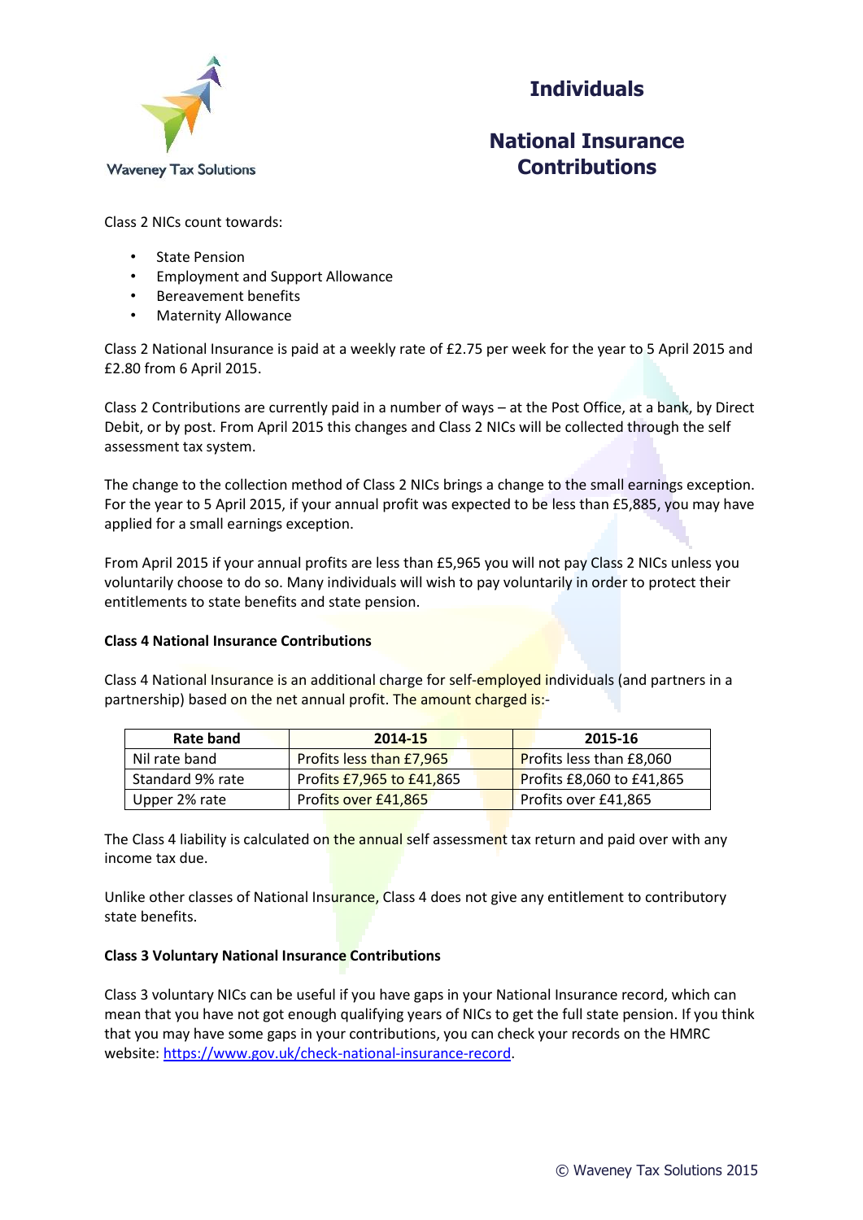Class 2 NICs count towards:

- State Pension
- Employment and Support Allowance
- Bereavement benefits
- Maternity Allowance

Class 2 National Insurance is paid at a weekly rate of £2.75 per week for the year to 5 April 2015 and £2.80 from 6 April 2015.

Class 2 Contributions are currently paid in a number of ways – at the Post Office, at a bank, by Direct Debit, or by post. From April 2015 this changes and Class 2 NICs will be collected through the self assessment tax system.

The change to the collection method of Class 2 NICs brings a change to the small earnings exception. For the year to 5 April 2015, if your annual profit was expected to be less than £5,885, you may have applied for a small earnings exception.

From April 2015 if your annual profits are less than £5,965 you will not pay Class 2 NICs unless you voluntarily choose to do so. Many individuals will wish to pay voluntarily in order to protect their entitlements to state benefits and state pension.

**Class 4 National Insurance Contributions**

Class 4 National Insurance is an additional charge for self-employed individuals (and partners in a partnership) based on the net annual profit. The amount charged is:-

| Rate band | 2014-15 | 2015-16 |
|---|---|---|
| Nil rate band | Profits less than £7,965 | Profits less than £8,060 |
| Standard 9% rate | Profits £7,965 to £41,865 | Profits £8,060 to £41,865 |
| Upper 2% rate | Profits over £41,865 | Profits over £41,865 |

The Class 4 liability is calculated on the annual self assessment tax return and paid over with any income tax due.

Unlike other classes of National Insurance, Class 4 does not give any entitlement to contributory state benefits.

**Class 3 Voluntary National Insurance Contributions**

Class 3 voluntary NICs can be useful if you have gaps in your National Insurance record, which can mean that you have not got enough qualifying years of NICs to get the full state pension. If you think that you may have some gaps in your contributions, you can check your records on the HMRC website: https://www.gov.uk/check-national-insurance-record.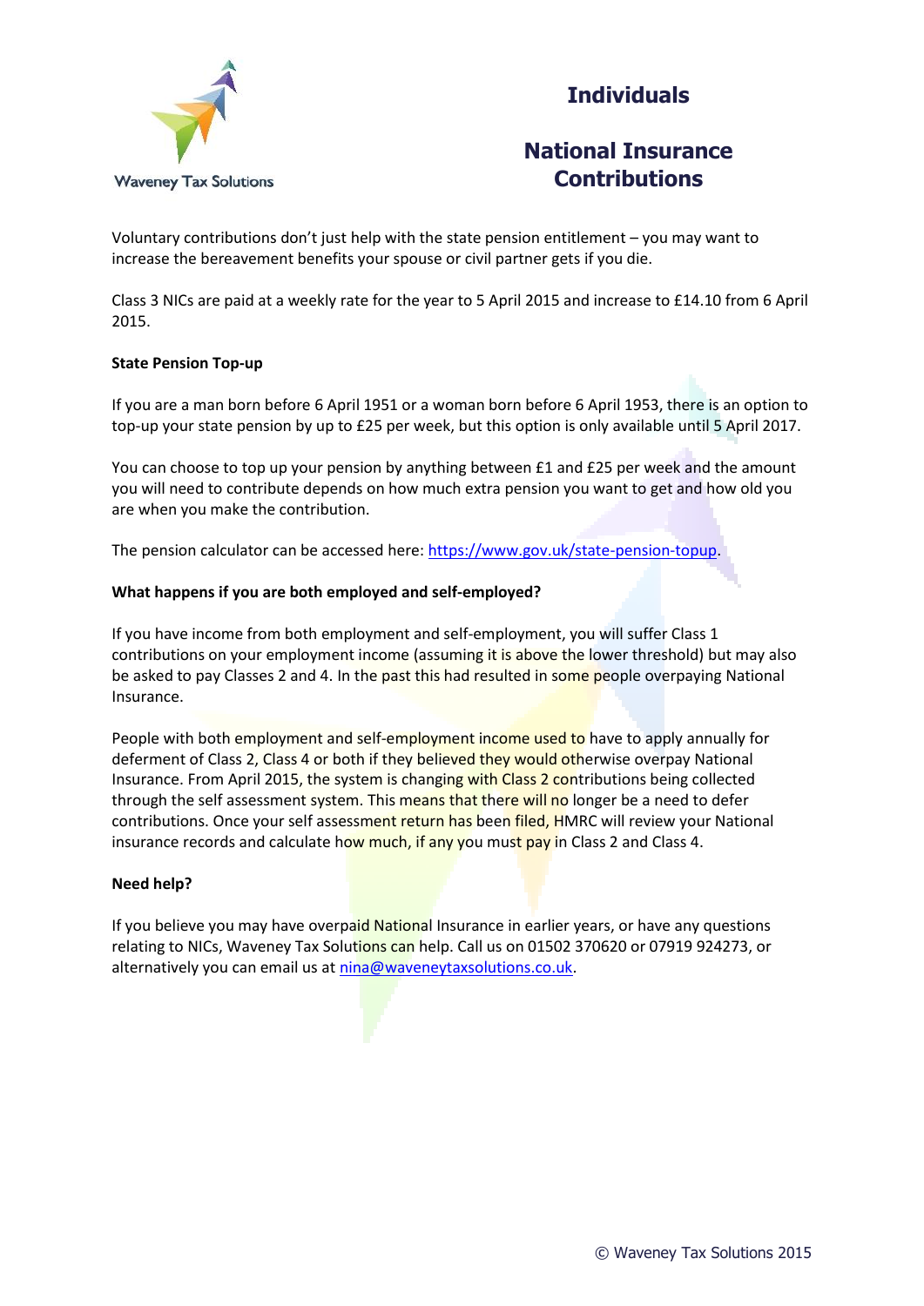Waveney Tax Solutions

# Individuals

# National Insurance Contributions

Voluntary contributions don't just help with the state pension entitlement – you may want to increase the bereavement benefits your spouse or civil partner gets if you die.

Class 3 NICs are paid at a weekly rate for the year to 5 April 2015 and increase to £14.10 from 6 April 2015.

**State Pension Top-up**

If you are a man born before 6 April 1951 or a woman born before 6 April 1953, there is an option to top-up your state pension by up to £25 per week, but this option is only available until 5 April 2017.

You can choose to top up your pension by anything between £1 and £25 per week and the amount you will need to contribute depends on how much extra pension you want to get and how old you are when you make the contribution.

The pension calculator can be accessed here: [https://www.gov.uk/state-pension-topup](https://www.gov.uk/state-pension-topup).

**What happens if you are both employed and self-employed?**

If you have income from both employment and self-employment, you will suffer Class 1 contributions on your employment income (assuming it is above the lower threshold) but may also be asked to pay Classes 2 and 4. In the past this had resulted in some people overpaying National Insurance.

People with both employment and self-employment income used to have to apply annually for deferment of Class 2, Class 4 or both if they believed they would otherwise overpay National Insurance. From April 2015, the system is changing with Class 2 contributions being collected through the self assessment system. This means that there will no longer be a need to defer contributions. Once your self assessment return has been filed, HMRC will review your National insurance records and calculate how much, if any you must pay in Class 2 and Class 4.

**Need help?**

If you believe you may have overpaid National Insurance in earlier years, or have any questions relating to NICs, Waveney Tax Solutions can help. Call us on 01502 370620 or 07919 924273, or alternatively you can email us at [nina@waveneytaxsolutions.co.uk](mailto:nina@waveneytaxsolutions.co.uk).

© Waveney Tax Solutions 2015